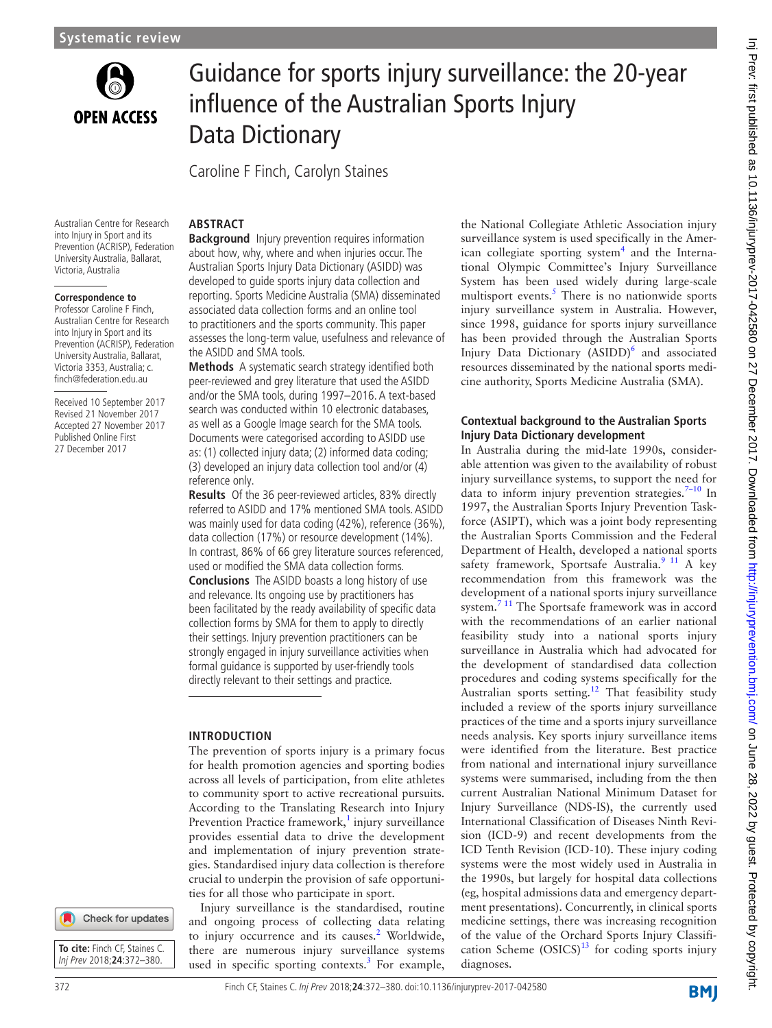Systematic review

# Guidance for sports injury surveillance: the 20-year influence of the Australian Sports Injury Data Dictionary

Caroline F Finch, Carolyn Staines

Australian Centre for Research into Injury in Sport and its Prevention (ACRISP), Federation University Australia, Ballarat, Victoria, Australia

**Correspondence to**
Professor Caroline F Finch, Australian Centre for Research into Injury in Sport and its Prevention (ACRISP), Federation University Australia, Ballarat, Victoria 3353, Australia; c.finch@federation.edu.au

Received 10 September 2017
Revised 21 November 2017
Accepted 27 November 2017
Published Online First 27 December 2017

**To cite:** Finch CF, Staines C. *Inj Prev* 2018;**24**:372–380.

## ABSTRACT

**Background** Injury prevention requires information about how, why, where and when injuries occur. The Australian Sports Injury Data Dictionary (ASIDD) was developed to guide sports injury data collection and reporting. Sports Medicine Australia (SMA) disseminated associated data collection forms and an online tool to practitioners and the sports community. This paper assesses the long-term value, usefulness and relevance of the ASIDD and SMA tools.

**Methods** A systematic search strategy identified both peer-reviewed and grey literature that used the ASIDD and/or the SMA tools, during 1997–2016. A text-based search was conducted within 10 electronic databases, as well as a Google Image search for the SMA tools. Documents were categorised according to ASIDD use as: (1) collected injury data; (2) informed data coding; (3) developed an injury data collection tool and/or (4) reference only.

**Results** Of the 36 peer-reviewed articles, 83% directly referred to ASIDD and 17% mentioned SMA tools. ASIDD was mainly used for data coding (42%), reference (36%), data collection (17%) or resource development (14%). In contrast, 86% of 66 grey literature sources referenced, used or modified the SMA data collection forms.

**Conclusions** The ASIDD boasts a long history of use and relevance. Its ongoing use by practitioners has been facilitated by the ready availability of specific data collection forms by SMA for them to apply to directly their settings. Injury prevention practitioners can be strongly engaged in injury surveillance activities when formal guidance is supported by user-friendly tools directly relevant to their settings and practice.

## INTRODUCTION

The prevention of sports injury is a primary focus for health promotion agencies and sporting bodies across all levels of participation, from elite athletes to community sport to active recreational pursuits. According to the Translating Research into Injury Prevention Practice framework,[1] injury surveillance provides essential data to drive the development and implementation of injury prevention strategies. Standardised injury data collection is therefore crucial to underpin the provision of safe opportunities for all those who participate in sport.

Injury surveillance is the standardised, routine and ongoing process of collecting data relating to injury occurrence and its causes.[2] Worldwide, there are numerous injury surveillance systems used in specific sporting contexts.[3] For example, the National Collegiate Athletic Association injury surveillance system is used specifically in the American collegiate sporting system[4] and the International Olympic Committee's Injury Surveillance System has been used widely during large-scale multisport events.[5] There is no nationwide sports injury surveillance system in Australia. However, since 1998, guidance for sports injury surveillance has been provided through the Australian Sports Injury Data Dictionary (ASIDD)[6] and associated resources disseminated by the national sports medicine authority, Sports Medicine Australia (SMA).

### Contextual background to the Australian Sports Injury Data Dictionary development

In Australia during the mid-late 1990s, considerable attention was given to the availability of robust injury surveillance systems, to support the need for data to inform injury prevention strategies.[7–10] In 1997, the Australian Sports Injury Prevention Taskforce (ASIPT), which was a joint body representing the Australian Sports Commission and the Federal Department of Health, developed a national sports safety framework, Sportsafe Australia.[9,11] A key recommendation from this framework was the development of a national sports injury surveillance system.[7,11] The Sportsafe framework was in accord with the recommendations of an earlier national feasibility study into a national sports injury surveillance in Australia which had advocated for the development of standardised data collection procedures and coding systems specifically for the Australian sports setting.[12] That feasibility study included a review of the sports injury surveillance practices of the time and a sports injury surveillance needs analysis. Key sports injury surveillance items were identified from the literature. Best practice from national and international injury surveillance systems were summarised, including from the then current Australian National Minimum Dataset for Injury Surveillance (NDS-IS), the currently used International Classification of Diseases Ninth Revision (ICD-9) and recent developments from the ICD Tenth Revision (ICD-10). These injury coding systems were the most widely used in Australia in the 1990s, but largely for hospital data collections (eg, hospital admissions data and emergency department presentations). Concurrently, in clinical sports medicine settings, there was increasing recognition of the value of the Orchard Sports Injury Classification Scheme (OSICS)[13] for coding sports injury diagnoses.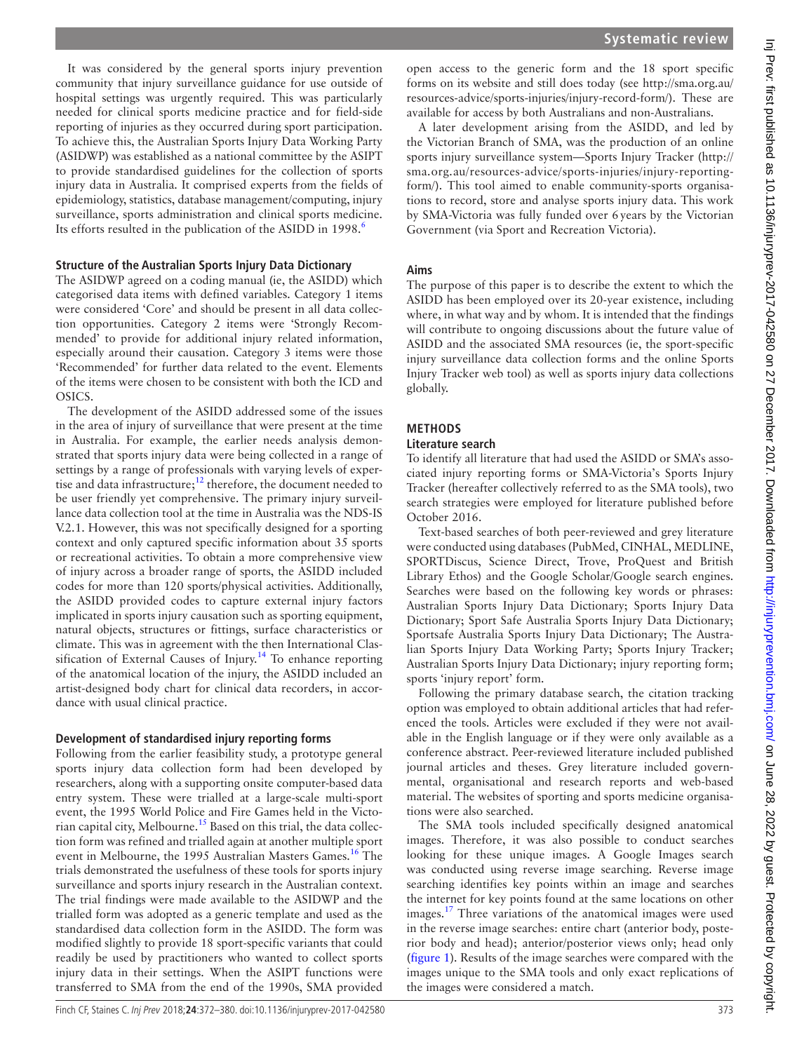It was considered by the general sports injury prevention community that injury surveillance guidance for use outside of hospital settings was urgently required. This was particularly needed for clinical sports medicine practice and for field-side reporting of injuries as they occurred during sport participation. To achieve this, the Australian Sports Injury Data Working Party (ASIDWP) was established as a national committee by the ASIPT to provide standardised guidelines for the collection of sports injury data in Australia. It comprised experts from the fields of epidemiology, statistics, database management/computing, injury surveillance, sports administration and clinical sports medicine. Its efforts resulted in the publication of the ASIDD in 1998.[6]

### Structure of the Australian Sports Injury Data Dictionary

The ASIDWP agreed on a coding manual (ie, the ASIDD) which categorised data items with defined variables. Category 1 items were considered 'Core' and should be present in all data collection opportunities. Category 2 items were 'Strongly Recommended' to provide for additional injury related information, especially around their causation. Category 3 items were those 'Recommended' for further data related to the event. Elements of the items were chosen to be consistent with both the ICD and OSICS.

The development of the ASIDD addressed some of the issues in the area of injury of surveillance that were present at the time in Australia. For example, the earlier needs analysis demonstrated that sports injury data were being collected in a range of settings by a range of professionals with varying levels of expertise and data infrastructure;[12] therefore, the document needed to be user friendly yet comprehensive. The primary injury surveillance data collection tool at the time in Australia was the NDS-IS V.2.1. However, this was not specifically designed for a sporting context and only captured specific information about 35 sports or recreational activities. To obtain a more comprehensive view of injury across a broader range of sports, the ASIDD included codes for more than 120 sports/physical activities. Additionally, the ASIDD provided codes to capture external injury factors implicated in sports injury causation such as sporting equipment, natural objects, structures or fittings, surface characteristics or climate. This was in agreement with the then International Classification of External Causes of Injury.[14] To enhance reporting of the anatomical location of the injury, the ASIDD included an artist-designed body chart for clinical data recorders, in accordance with usual clinical practice.

### Development of standardised injury reporting forms

Following from the earlier feasibility study, a prototype general sports injury data collection form had been developed by researchers, along with a supporting onsite computer-based data entry system. These were trialled at a large-scale multi-sport event, the 1995 World Police and Fire Games held in the Victorian capital city, Melbourne.[15] Based on this trial, the data collection form was refined and trialled again at another multiple sport event in Melbourne, the 1995 Australian Masters Games.[16] The trials demonstrated the usefulness of these tools for sports injury surveillance and sports injury research in the Australian context. The trial findings were made available to the ASIDWP and the trialled form was adopted as a generic template and used as the standardised data collection form in the ASIDD. The form was modified slightly to provide 18 sport-specific variants that could readily be used by practitioners who wanted to collect sports injury data in their settings. When the ASIPT functions were transferred to SMA from the end of the 1990s, SMA provided open access to the generic form and the 18 sport specific forms on its website and still does today (see http://sma.org.au/resources-advice/sports-injuries/injury-record-form/). These are available for access by both Australians and non-Australians.

A later development arising from the ASIDD, and led by the Victorian Branch of SMA, was the production of an online sports injury surveillance system—Sports Injury Tracker (http://sma.org.au/resources-advice/sports-injuries/injury-reporting-form/). This tool aimed to enable community-sports organisations to record, store and analyse sports injury data. This work by SMA-Victoria was fully funded over 6 years by the Victorian Government (via Sport and Recreation Victoria).

### Aims

The purpose of this paper is to describe the extent to which the ASIDD has been employed over its 20-year existence, including where, in what way and by whom. It is intended that the findings will contribute to ongoing discussions about the future value of ASIDD and the associated SMA resources (ie, the sport-specific injury surveillance data collection forms and the online Sports Injury Tracker web tool) as well as sports injury data collections globally.

## METHODS

### Literature search

To identify all literature that had used the ASIDD or SMA's associated injury reporting forms or SMA-Victoria's Sports Injury Tracker (hereafter collectively referred to as the SMA tools), two search strategies were employed for literature published before October 2016.

Text-based searches of both peer-reviewed and grey literature were conducted using databases (PubMed, CINHAL, MEDLINE, SPORTDiscus, Science Direct, Trove, ProQuest and British Library Ethos) and the Google Scholar/Google search engines. Searches were based on the following key words or phrases: Australian Sports Injury Data Dictionary; Sports Injury Data Dictionary; Sport Safe Australia Sports Injury Data Dictionary; Sportsafe Australia Sports Injury Data Dictionary; The Australian Sports Injury Data Working Party; Sports Injury Tracker; Australian Sports Injury Data Dictionary; injury reporting form; sports 'injury report' form.

Following the primary database search, the citation tracking option was employed to obtain additional articles that had referenced the tools. Articles were excluded if they were not available in the English language or if they were only available as a conference abstract. Peer-reviewed literature included published journal articles and theses. Grey literature included governmental, organisational and research reports and web-based material. The websites of sporting and sports medicine organisations also were searched.

The SMA tools included specifically designed anatomical images. Therefore, it was also possible to conduct searches looking for these unique images. A Google Images search was conducted using reverse image searching. Reverse image searching identifies key points within an image and searches the internet for key points found at the same locations on other images.[17] Three variations of the anatomical images were used in the reverse image searches: entire chart (anterior body, posterior body and head); anterior/posterior views only; head only (figure 1). Results of the image searches were compared with the images unique to the SMA tools and only exact replications of the images were considered a match.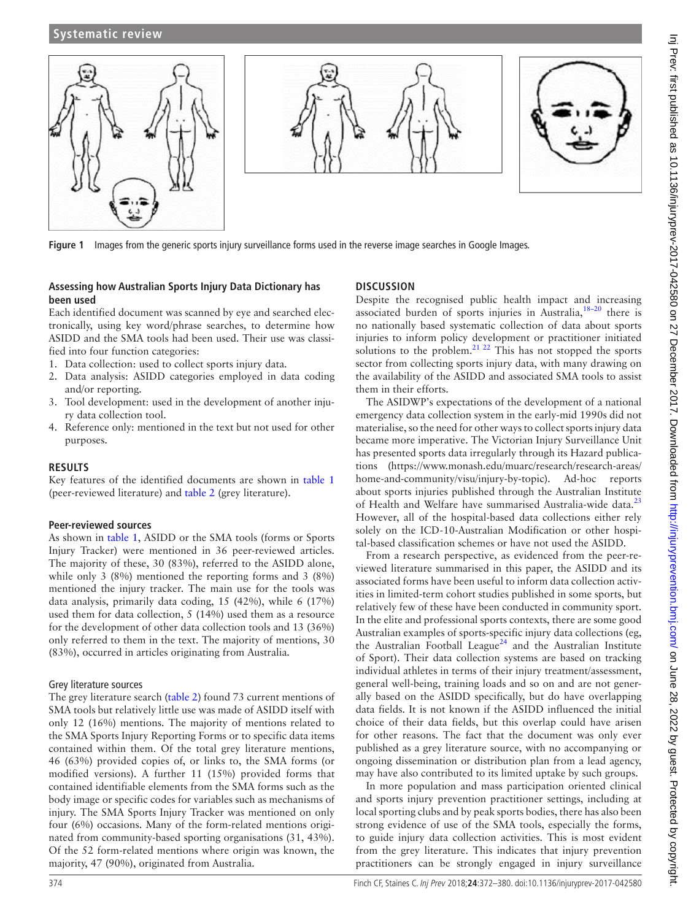**Figure 1** Images from the generic sports injury surveillance forms used in the reverse image searches in Google Images.

### Assessing how Australian Sports Injury Data Dictionary has been used

Each identified document was scanned by eye and searched electronically, using key word/phrase searches, to determine how ASIDD and the SMA tools had been used. Their use was classified into four function categories:

1. Data collection: used to collect sports injury data.
2. Data analysis: ASIDD categories employed in data coding and/or reporting.
3. Tool development: used in the development of another injury data collection tool.
4. Reference only: mentioned in the text but not used for other purposes.

## RESULTS

Key features of the identified documents are shown in table 1 (peer-reviewed literature) and table 2 (grey literature).

### Peer-reviewed sources

As shown in table 1, ASIDD or the SMA tools (forms or Sports Injury Tracker) were mentioned in 36 peer-reviewed articles. The majority of these, 30 (83%), referred to the ASIDD alone, while only 3 (8%) mentioned the reporting forms and 3 (8%) mentioned the injury tracker. The main use for the tools was data analysis, primarily data coding, 15 (42%), while 6 (17%) used them for data collection, 5 (14%) used them as a resource for the development of other data collection tools and 13 (36%) only referred to them in the text. The majority of mentions, 30 (83%), occurred in articles originating from Australia.

### Grey literature sources

The grey literature search (table 2) found 73 current mentions of SMA tools but relatively little use was made of ASIDD itself with only 12 (16%) mentions. The majority of mentions related to the SMA Sports Injury Reporting Forms or to specific data items contained within them. Of the total grey literature mentions, 46 (63%) provided copies of, or links to, the SMA forms (or modified versions). A further 11 (15%) provided forms that contained identifiable elements from the SMA forms such as the body image or specific codes for variables such as mechanisms of injury. The SMA Sports Injury Tracker was mentioned on only four (6%) occasions. Many of the form-related mentions originated from community-based sporting organisations (31, 43%). Of the 52 form-related mentions where origin was known, the majority, 47 (90%), originated from Australia.

## DISCUSSION

Despite the recognised public health impact and increasing associated burden of sports injuries in Australia,[18–20] there is no nationally based systematic collection of data about sports injuries to inform policy development or practitioner initiated solutions to the problem.[21 22] This has not stopped the sports sector from collecting sports injury data, with many drawing on the availability of the ASIDD and associated SMA tools to assist them in their efforts.

The ASIDWP's expectations of the development of a national emergency data collection system in the early-mid 1990s did not materialise, so the need for other ways to collect sports injury data became more imperative. The Victorian Injury Surveillance Unit has presented sports data irregularly through its Hazard publications (https://www.monash.edu/muarc/research/research-areas/home-and-community/visu/injury-by-topic). Ad-hoc reports about sports injuries published through the Australian Institute of Health and Welfare have summarised Australia-wide data.[23] However, all of the hospital-based data collections either rely solely on the ICD-10-Australian Modification or other hospital-based classification schemes or have not used the ASIDD.

From a research perspective, as evidenced from the peer-reviewed literature summarised in this paper, the ASIDD and its associated forms have been useful to inform data collection activities in limited-term cohort studies published in some sports, but relatively few of these have been conducted in community sport. In the elite and professional sports contexts, there are some good Australian examples of sports-specific injury data collections (eg, the Australian Football League[24] and the Australian Institute of Sport). Their data collection systems are based on tracking individual athletes in terms of their injury treatment/assessment, general well-being, training loads and so on and are not generally based on the ASIDD specifically, but do have overlapping data fields. It is not known if the ASIDD influenced the initial choice of their data fields, but this overlap could have arisen for other reasons. The fact that the document was only ever published as a grey literature source, with no accompanying or ongoing dissemination or distribution plan from a lead agency, may have also contributed to its limited uptake by such groups.

In more population and mass participation oriented clinical and sports injury prevention practitioner settings, including at local sporting clubs and by peak sports bodies, there has also been strong evidence of use of the SMA tools, especially the forms, to guide injury data collection activities. This is most evident from the grey literature. This indicates that injury prevention practitioners can be strongly engaged in injury surveillance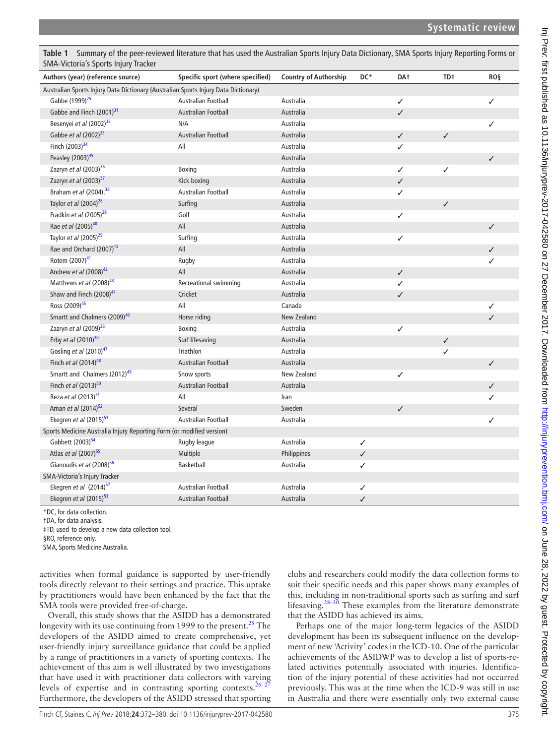**Table 1** Summary of the peer-reviewed literature that has used the Australian Sports Injury Data Dictionary, SMA Sports Injury Reporting Forms or SMA-Victoria's Sports Injury Tracker

| Authors (year) (reference source) | Specific sport (where specified) | Country of Authorship | DC* | DA† | TD‡ | RO§ |
|---|---|---|---|---|---|---|
| Australian Sports Injury Data Dictionary (Australian Sports Injury Data Dictionary) | | | | | | |
| Gabbe (1999)[25] | Australian Football | Australia | | ✓ | | ✓ |
| Gabbe and Finch (2001)[31] | Australian Football | Australia | | ✓ | | |
| Besenyei *et al* (2002)[32] | N/A | Australia | | | | ✓ |
| Gabbe *et al* (2002)[33] | Australian Football | Australia | | ✓ | ✓ | |
| Finch (2003)[34] | All | Australia | | ✓ | | |
| Peasley (2003)[35] | | Australia | | | | ✓ |
| Zazryn *et al* (2003)[36] | Boxing | Australia | | ✓ | ✓ | |
| Zazryn *et al* (2003)[37] | Kick boxing | Australia | | ✓ | | |
| Braham *et al* (2004).[38] | Australian Football | Australia | | ✓ | | |
| Taylor *et al* (2004)[28] | Surfing | Australia | | | ✓ | |
| Fradkin *et al* (2005)[39] | Golf | Australia | | ✓ | | |
| Rae *et al* (2005)[40] | All | Australia | | | | ✓ |
| Taylor *et al* (2005)[29] | Surfing | Australia | | ✓ | | |
| Rae and Orchard (2007)[13] | All | Australia | | | | ✓ |
| Rotem (2007)[41] | Rugby | Australia | | | | ✓ |
| Andrew *et al* (2008)[42] | All | Australia | | ✓ | | |
| Matthews *et al* (2008)[43] | Recreational swimming | Australia | | ✓ | | |
| Shaw and Finch (2008)[44] | Cricket | Australia | | ✓ | | |
| Ross (2009)[45] | All | Canada | | | | ✓ |
| Smartt and Chalmers (2009)[46] | Horse riding | New Zealand | | | | ✓ |
| Zazryn *et al* (2009)[26] | Boxing | Australia | | ✓ | | |
| Erby *et al* (2010)[30] | Surf lifesaving | Australia | | | ✓ | |
| Gosling *et al* (2010)[47] | Triathlon | Australia | | | ✓ | |
| Finch *et al* (2014)[48] | Australian Football | Australia | | | | ✓ |
| Smartt and Chalmers (2012)[49] | Snow sports | New Zealand | | ✓ | | |
| Finch *et al* (2013)[50] | Australian Football | Australia | | | | ✓ |
| Reza *et al* (2013)[51] | All | Iran | | | | ✓ |
| Aman *et al* (2014)[52] | Several | Sweden | | ✓ | | |
| Ekegren *et al* (2015)[53] | Australian Football | Australia | | | | ✓ |
| Sports Medicine Australia Injury Reporting Form (or modified version) | | | | | | |
| Gabbett (2003)[54] | Rugby league | Australia | ✓ | | | |
| Atlas *et al* (2007)[55] | Multiple | Philippines | ✓ | | | |
| Gianoudis *et al* (2008)[56] | Basketball | Australia | ✓ | | | |
| SMA-Victoria's Injury Tracker | | | | | | |
| Ekegren *et al* (2014)[57] | Australian Football | Australia | ✓ | | | |
| Ekegren *et al* (2015)[53] | Australian Football | Australia | ✓ | | | |

*DC, for data collection.
†DA, for data analysis.
‡TD, used to develop a new data collection tool.
§RO, reference only.
SMA, Sports Medicine Australia.

activities when formal guidance is supported by user-friendly tools directly relevant to their settings and practice. This uptake by practitioners would have been enhanced by the fact that the SMA tools were provided free-of-charge.

Overall, this study shows that the ASIDD has a demonstrated longevity with its use continuing from 1999 to the present.[25] The developers of the ASIDD aimed to create comprehensive, yet user-friendly injury surveillance guidance that could be applied by a range of practitioners in a variety of sporting contexts. The achievement of this aim is well illustrated by two investigations that have used it with practitioner data collectors with varying levels of expertise and in contrasting sporting contexts.[26 27] Furthermore, the developers of the ASIDD stressed that sporting clubs and researchers could modify the data collection forms to suit their specific needs and this paper shows many examples of this, including in non-traditional sports such as surfing and surf lifesaving.[28–30] These examples from the literature demonstrate that the ASIDD has achieved its aims.

Perhaps one of the major long-term legacies of the ASIDD development has been its subsequent influence on the development of new 'Activity' codes in the ICD-10. One of the particular achievements of the ASIDWP was to develop a list of sports-related activities potentially associated with injuries. Identification of the injury potential of these activities had not occurred previously. This was at the time when the ICD-9 was still in use in Australia and there were essentially only two external cause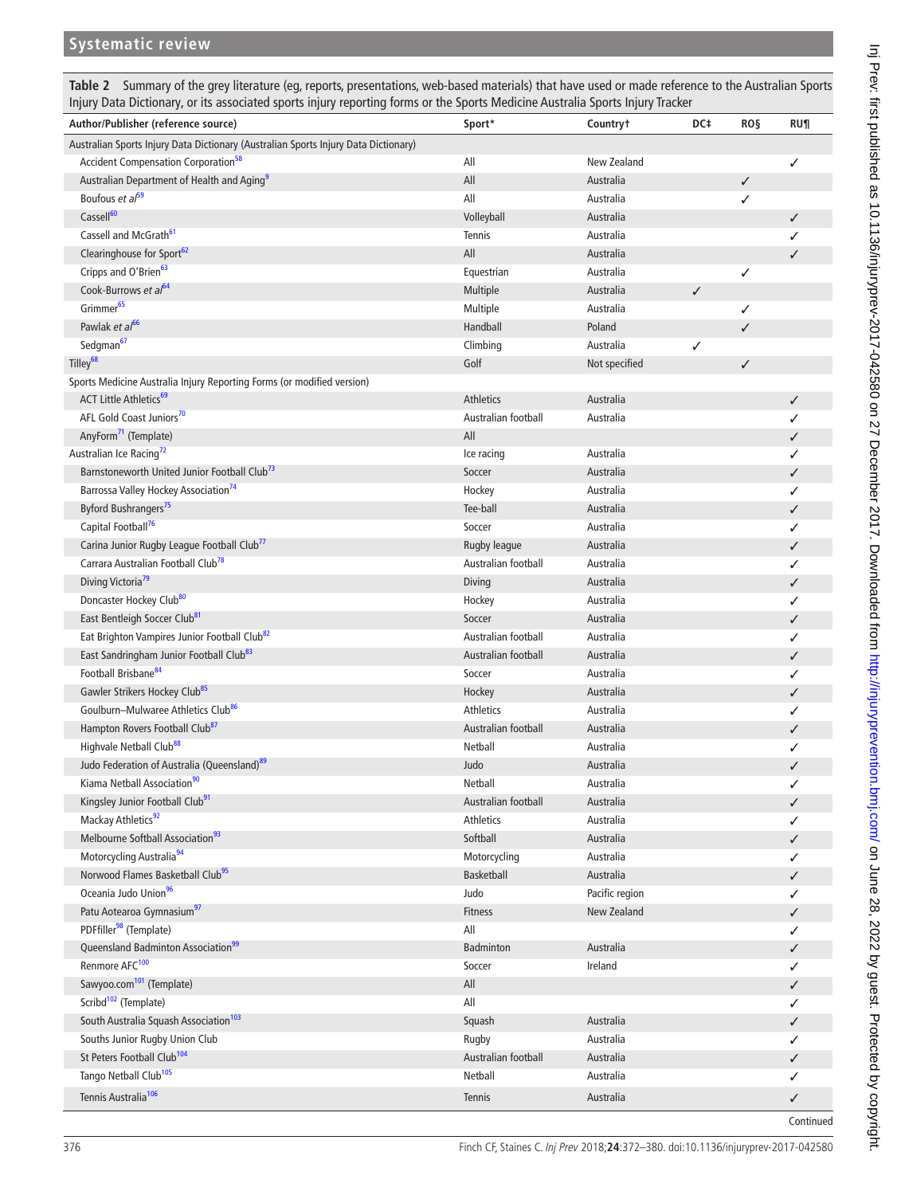**Table 2** Summary of the grey literature (eg, reports, presentations, web-based materials) that have used or made reference to the Australian Sports Injury Data Dictionary, or its associated sports injury reporting forms or the Sports Medicine Australia Sports Injury Tracker

| Author/Publisher (reference source) | Sport* | Country† | DC‡ | RO§ | RU¶ |
|---|---|---|---|---|---|
| Australian Sports Injury Data Dictionary (Australian Sports Injury Data Dictionary) | | | | | |
| Accident Compensation Corporation[58] | All | New Zealand | | | ✓ |
| Australian Department of Health and Aging[9] | All | Australia | | ✓ | |
| Boufous *et al*[59] | All | Australia | | ✓ | |
| Cassell[60] | Volleyball | Australia | | | ✓ |
| Cassell and McGrath[61] | Tennis | Australia | | | ✓ |
| Clearinghouse for Sport[62] | All | Australia | | | ✓ |
| Cripps and O'Brien[63] | Equestrian | Australia | | ✓ | |
| Cook-Burrows *et al*[64] | Multiple | Australia | ✓ | | |
| Grimmer[65] | Multiple | Australia | | ✓ | |
| Pawlak *et al*[66] | Handball | Poland | | ✓ | |
| Sedgman[67] | Climbing | Australia | ✓ | | |
| Tilley[68] | Golf | Not specified | | ✓ | |
| Sports Medicine Australia Injury Reporting Forms (or modified version) | | | | | |
| ACT Little Athletics[69] | Athletics | Australia | | | ✓ |
| AFL Gold Coast Juniors[70] | Australian football | Australia | | | ✓ |
| AnyForm[71] (Template) | All | | | | ✓ |
| Australian Ice Racing[72] | Ice racing | Australia | | | ✓ |
| Barnstoneworth United Junior Football Club[73] | Soccer | Australia | | | ✓ |
| Barrossa Valley Hockey Association[74] | Hockey | Australia | | | ✓ |
| Byford Bushrangers[75] | Tee-ball | Australia | | | ✓ |
| Capital Football[76] | Soccer | Australia | | | ✓ |
| Carina Junior Rugby League Football Club[77] | Rugby league | Australia | | | ✓ |
| Carrara Australian Football Club[78] | Australian football | Australia | | | ✓ |
| Diving Victoria[79] | Diving | Australia | | | ✓ |
| Doncaster Hockey Club[80] | Hockey | Australia | | | ✓ |
| East Bentleigh Soccer Club[81] | Soccer | Australia | | | ✓ |
| Eat Brighton Vampires Junior Football Club[82] | Australian football | Australia | | | ✓ |
| East Sandringham Junior Football Club[83] | Australian football | Australia | | | ✓ |
| Football Brisbane[84] | Soccer | Australia | | | ✓ |
| Gawler Strikers Hockey Club[85] | Hockey | Australia | | | ✓ |
| Goulburn–Mulwaree Athletics Club[86] | Athletics | Australia | | | ✓ |
| Hampton Rovers Football Club[87] | Australian football | Australia | | | ✓ |
| Highvale Netball Club[88] | Netball | Australia | | | ✓ |
| Judo Federation of Australia (Queensland)[89] | Judo | Australia | | | ✓ |
| Kiama Netball Association[90] | Netball | Australia | | | ✓ |
| Kingsley Junior Football Club[91] | Australian football | Australia | | | ✓ |
| Mackay Athletics[92] | Athletics | Australia | | | ✓ |
| Melbourne Softball Association[93] | Softball | Australia | | | ✓ |
| Motorcycling Australia[94] | Motorcycling | Australia | | | ✓ |
| Norwood Flames Basketball Club[95] | Basketball | Australia | | | ✓ |
| Oceania Judo Union[96] | Judo | Pacific region | | | ✓ |
| Patu Aotearoa Gymnasium[97] | Fitness | New Zealand | | | ✓ |
| PDFfiller[98] (Template) | All | | | | ✓ |
| Queensland Badminton Association[99] | Badminton | Australia | | | ✓ |
| Renmore AFC[100] | Soccer | Ireland | | | ✓ |
| Sawyoo.com[101] (Template) | All | | | | ✓ |
| Scribd[102] (Template) | All | | | | ✓ |
| South Australia Squash Association[103] | Squash | Australia | | | ✓ |
| Souths Junior Rugby Union Club | Rugby | Australia | | | ✓ |
| St Peters Football Club[104] | Australian football | Australia | | | ✓ |
| Tango Netball Club[105] | Netball | Australia | | | ✓ |
| Tennis Australia[106] | Tennis | Australia | | | ✓ |

Continued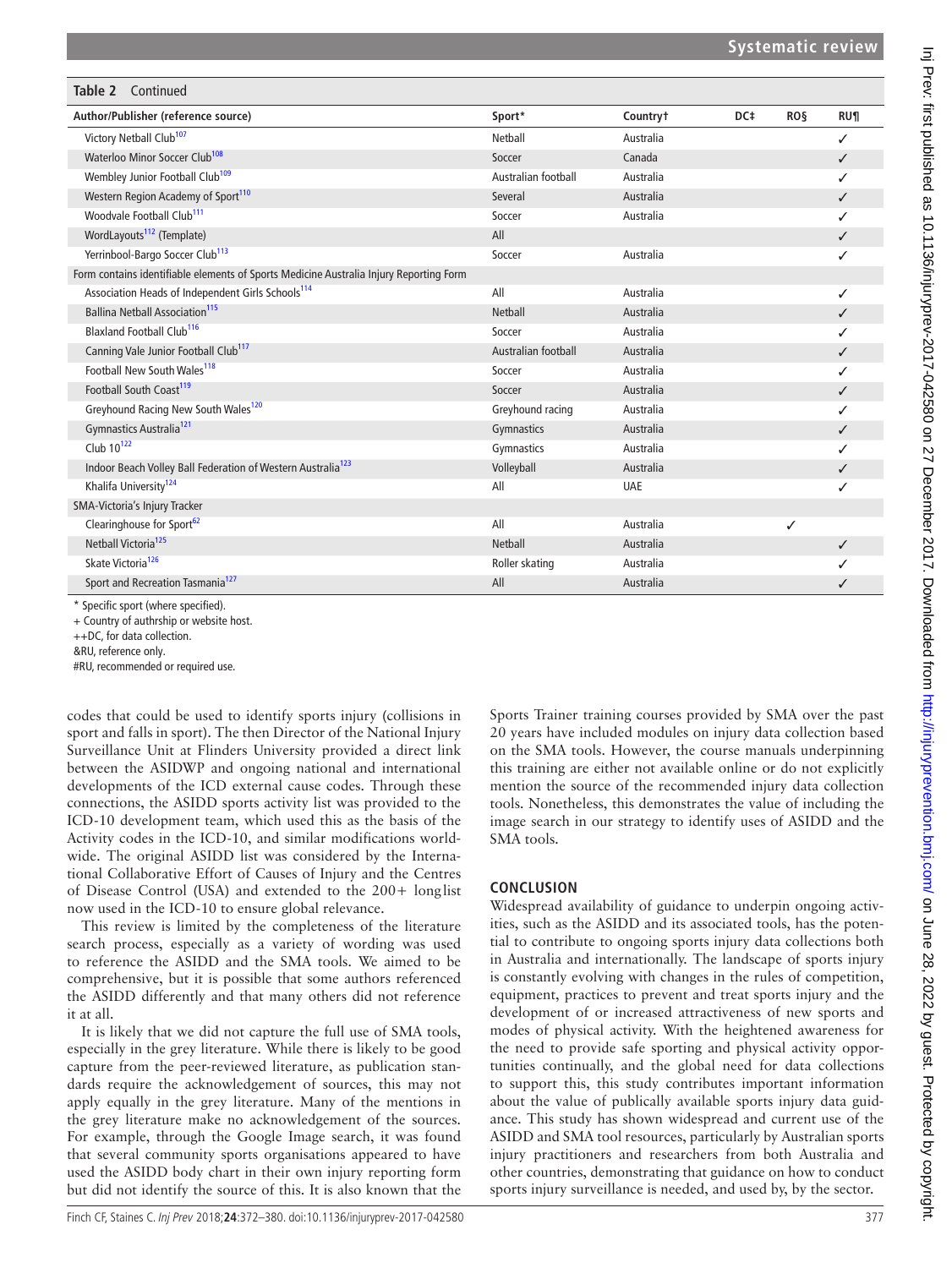**Table 2** Continued

| Author/Publisher (reference source) | Sport* | Country† | DC‡ | RO§ | RU¶ |
|---|---|---|---|---|---|
| Victory Netball Club[107] | Netball | Australia | | | ✓ |
| Waterloo Minor Soccer Club[108] | Soccer | Canada | | | ✓ |
| Wembley Junior Football Club[109] | Australian football | Australia | | | ✓ |
| Western Region Academy of Sport[110] | Several | Australia | | | ✓ |
| Woodvale Football Club[111] | Soccer | Australia | | | ✓ |
| WordLayouts[112] (Template) | All | | | | ✓ |
| Yerrinbool-Bargo Soccer Club[113] | Soccer | Australia | | | ✓ |
| Form contains identifiable elements of Sports Medicine Australia Injury Reporting Form | | | | | |
| Association Heads of Independent Girls Schools[114] | All | Australia | | | ✓ |
| Ballina Netball Association[115] | Netball | Australia | | | ✓ |
| Blaxland Football Club[116] | Soccer | Australia | | | ✓ |
| Canning Vale Junior Football Club[117] | Australian football | Australia | | | ✓ |
| Football New South Wales[118] | Soccer | Australia | | | ✓ |
| Football South Coast[119] | Soccer | Australia | | | ✓ |
| Greyhound Racing New South Wales[120] | Greyhound racing | Australia | | | ✓ |
| Gymnastics Australia[121] | Gymnastics | Australia | | | ✓ |
| Club 10[122] | Gymnastics | Australia | | | ✓ |
| Indoor Beach Volley Ball Federation of Western Australia[123] | Volleyball | Australia | | | ✓ |
| Khalifa University[124] | All | UAE | | | ✓ |
| SMA-Victoria's Injury Tracker | | | | | |
| Clearinghouse for Sport[62] | All | Australia | | ✓ | |
| Netball Victoria[125] | Netball | Australia | | | ✓ |
| Skate Victoria[126] | Roller skating | Australia | | | ✓ |
| Sport and Recreation Tasmania[127] | All | Australia | | | ✓ |

\* Specific sport (where specified).
+ Country of authrship or website host.
++DC, for data collection.
&RU, reference only.
#RU, recommended or required use.

codes that could be used to identify sports injury (collisions in sport and falls in sport). The then Director of the National Injury Surveillance Unit at Flinders University provided a direct link between the ASIDWP and ongoing national and international developments of the ICD external cause codes. Through these connections, the ASIDD sports activity list was provided to the ICD-10 development team, which used this as the basis of the Activity codes in the ICD-10, and similar modifications worldwide. The original ASIDD list was considered by the International Collaborative Effort of Causes of Injury and the Centres of Disease Control (USA) and extended to the 200+ longlist now used in the ICD-10 to ensure global relevance.

This review is limited by the completeness of the literature search process, especially as a variety of wording was used to reference the ASIDD and the SMA tools. We aimed to be comprehensive, but it is possible that some authors referenced the ASIDD differently and that many others did not reference it at all.

It is likely that we did not capture the full use of SMA tools, especially in the grey literature. While there is likely to be good capture from the peer-reviewed literature, as publication standards require the acknowledgement of sources, this may not apply equally in the grey literature. Many of the mentions in the grey literature make no acknowledgement of the sources. For example, through the Google Image search, it was found that several community sports organisations appeared to have used the ASIDD body chart in their own injury reporting form but did not identify the source of this. It is also known that the Sports Trainer training courses provided by SMA over the past 20 years have included modules on injury data collection based on the SMA tools. However, the course manuals underpinning this training are either not available online or do not explicitly mention the source of the recommended injury data collection tools. Nonetheless, this demonstrates the value of including the image search in our strategy to identify uses of ASIDD and the SMA tools.

## CONCLUSION

Widespread availability of guidance to underpin ongoing activities, such as the ASIDD and its associated tools, has the potential to contribute to ongoing sports injury data collections both in Australia and internationally. The landscape of sports injury is constantly evolving with changes in the rules of competition, equipment, practices to prevent and treat sports injury and the development of or increased attractiveness of new sports and modes of physical activity. With the heightened awareness for the need to provide safe sporting and physical activity opportunities continually, and the global need for data collections to support this, this study contributes important information about the value of publically available sports injury data guidance. This study has shown widespread and current use of the ASIDD and SMA tool resources, particularly by Australian sports injury practitioners and researchers from both Australia and other countries, demonstrating that guidance on how to conduct sports injury surveillance is needed, and used by, by the sector.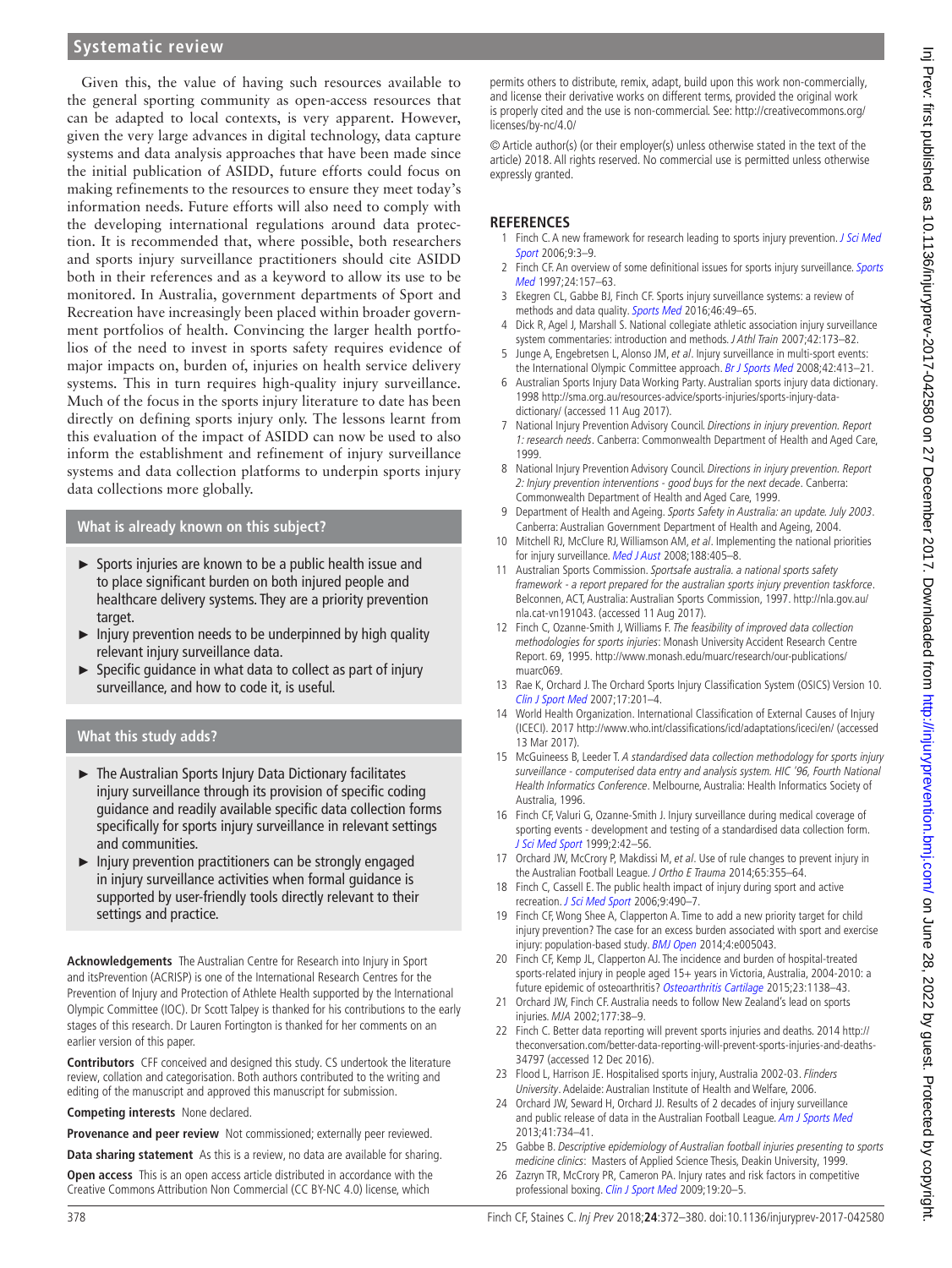Given this, the value of having such resources available to the general sporting community as open-access resources that can be adapted to local contexts, is very apparent. However, given the very large advances in digital technology, data capture systems and data analysis approaches that have been made since the initial publication of ASIDD, future efforts could focus on making refinements to the resources to ensure they meet today's information needs. Future efforts will also need to comply with the developing international regulations around data protection. It is recommended that, where possible, both researchers and sports injury surveillance practitioners should cite ASIDD both in their references and as a keyword to allow its use to be monitored. In Australia, government departments of Sport and Recreation have increasingly been placed within broader government portfolios of health. Convincing the larger health portfolios of the need to invest in sports safety requires evidence of major impacts on, burden of, injuries on health service delivery systems. This in turn requires high-quality injury surveillance. Much of the focus in the sports injury literature to date has been directly on defining sports injury only. The lessons learnt from this evaluation of the impact of ASIDD can now be used to also inform the establishment and refinement of injury surveillance systems and data collection platforms to underpin sports injury data collections more globally.

### What is already known on this subject?

- Sports injuries are known to be a public health issue and to place significant burden on both injured people and healthcare delivery systems. They are a priority prevention target.
- Injury prevention needs to be underpinned by high quality relevant injury surveillance data.
- Specific guidance in what data to collect as part of injury surveillance, and how to code it, is useful.

### What this study adds?

- The Australian Sports Injury Data Dictionary facilitates injury surveillance through its provision of specific coding guidance and readily available specific data collection forms specifically for sports injury surveillance in relevant settings and communities.
- Injury prevention practitioners can be strongly engaged in injury surveillance activities when formal guidance is supported by user-friendly tools directly relevant to their settings and practice.

**Acknowledgements** The Australian Centre for Research into Injury in Sport and itsPrevention (ACRISP) is one of the International Research Centres for the Prevention of Injury and Protection of Athlete Health supported by the International Olympic Committee (IOC). Dr Scott Talpey is thanked for his contributions to the early stages of this research. Dr Lauren Fortington is thanked for her comments on an earlier version of this paper.

**Contributors** CFF conceived and designed this study. CS undertook the literature review, collation and categorisation. Both authors contributed to the writing and editing of the manuscript and approved this manuscript for submission.

**Competing interests** None declared.

**Provenance and peer review** Not commissioned; externally peer reviewed.

**Data sharing statement** As this is a review, no data are available for sharing.

**Open access** This is an open access article distributed in accordance with the Creative Commons Attribution Non Commercial (CC BY-NC 4.0) license, which permits others to distribute, remix, adapt, build upon this work non-commercially, and license their derivative works on different terms, provided the original work is properly cited and the use is non-commercial. See: http://creativecommons.org/licenses/by-nc/4.0/

© Article author(s) (or their employer(s) unless otherwise stated in the text of the article) 2018. All rights reserved. No commercial use is permitted unless otherwise expressly granted.

## REFERENCES

1. Finch C. A new framework for research leading to sports injury prevention. *J Sci Med Sport* 2006;9:3–9.
2. Finch CF. An overview of some definitional issues for sports injury surveillance. *Sports Med* 1997;24:157–63.
3. Ekegren CL, Gabbe BJ, Finch CF. Sports injury surveillance systems: a review of methods and data quality. *Sports Med* 2016;46:49–65.
4. Dick R, Agel J, Marshall S. National collegiate athletic association injury surveillance system commentaries: introduction and methods. *J Athl Train* 2007;42:173–82.
5. Junge A, Engebretsen L, Alonso JM, *et al*. Injury surveillance in multi-sport events: the International Olympic Committee approach. *Br J Sports Med* 2008;42:413–21.
6. Australian Sports Injury Data Working Party. Australian sports injury data dictionary. 1998 http://sma.org.au/resources-advice/sports-injuries/sports-injury-data-dictionary/ (accessed 11 Aug 2017).
7. National Injury Prevention Advisory Council. *Directions in injury prevention. Report 1: research needs*. Canberra: Commonwealth Department of Health and Aged Care, 1999.
8. National Injury Prevention Advisory Council. *Directions in injury prevention. Report 2: Injury prevention interventions - good buys for the next decade*. Canberra: Commonwealth Department of Health and Aged Care, 1999.
9. Department of Health and Ageing. *Sports Safety in Australia: an update. July 2003*. Canberra: Australian Government Department of Health and Ageing, 2004.
10. Mitchell RJ, McClure RJ, Williamson AM, *et al*. Implementing the national priorities for injury surveillance. *Med J Aust* 2008;188:405–8.
11. Australian Sports Commission. *Sportsafe australia. a national sports safety framework - a report prepared for the australian sports injury prevention taskforce*. Belconnen, ACT, Australia: Australian Sports Commission, 1997. http://nla.gov.au/nla.cat-vn191043. (accessed 11 Aug 2017).
12. Finch C, Ozanne-Smith J, Williams F. *The feasibility of improved data collection methodologies for sports injuries*: Monash University Accident Research Centre Report. 69, 1995. http://www.monash.edu/muarc/research/our-publications/muarc069.
13. Rae K, Orchard J. The Orchard Sports Injury Classification System (OSICS) Version 10. *Clin J Sport Med* 2007;17:201–4.
14. World Health Organization. International Classification of External Causes of Injury (ICECI). 2017 http://www.who.int/classifications/icd/adaptations/iceci/en/ (accessed 13 Mar 2017).
15. McGuineess B, Leeder T. *A standardised data collection methodology for sports injury surveillance - computerised data entry and analysis system. HIC '96, Fourth National Health Informatics Conference*. Melbourne, Australia: Health Informatics Society of Australia, 1996.
16. Finch CF, Valuri G, Ozanne-Smith J. Injury surveillance during medical coverage of sporting events - development and testing of a standardised data collection form. *J Sci Med Sport* 1999;2:42–56.
17. Orchard JW, McCrory P, Makdissi M, *et al*. Use of rule changes to prevent injury in the Australian Football League. *J Ortho E Trauma* 2014;65:355–64.
18. Finch C, Cassell E. The public health impact of injury during sport and active recreation. *J Sci Med Sport* 2006;9:490–7.
19. Finch CF, Wong Shee A, Clapperton A. Time to add a new priority target for child injury prevention? The case for an excess burden associated with sport and exercise injury: population-based study. *BMJ Open* 2014;4:e005043.
20. Finch CF, Kemp JL, Clapperton AJ. The incidence and burden of hospital-treated sports-related injury in people aged 15+ years in Victoria, Australia, 2004-2010: a future epidemic of osteoarthritis? *Osteoarthritis Cartilage* 2015;23:1138–43.
21. Orchard JW, Finch CF. Australia needs to follow New Zealand's lead on sports injuries. *MJA* 2002;177:38–9.
22. Finch C. Better data reporting will prevent sports injuries and deaths. 2014 http://theconversation.com/better-data-reporting-will-prevent-sports-injuries-and-deaths-34797 (accessed 12 Dec 2016).
23. Flood L, Harrison JE. Hospitalised sports injury, Australia 2002-03. *Flinders University*. Adelaide: Australian Institute of Health and Welfare, 2006.
24. Orchard JW, Seward H, Orchard JJ. Results of 2 decades of injury surveillance and public release of data in the Australian Football League. *Am J Sports Med* 2013;41:734–41.
25. Gabbe B. *Descriptive epidemiology of Australian football injuries presenting to sports medicine clinics*: Masters of Applied Science Thesis, Deakin University, 1999.
26. Zazryn TR, McCrory PR, Cameron PA. Injury rates and risk factors in competitive professional boxing. *Clin J Sport Med* 2009;19:20–5.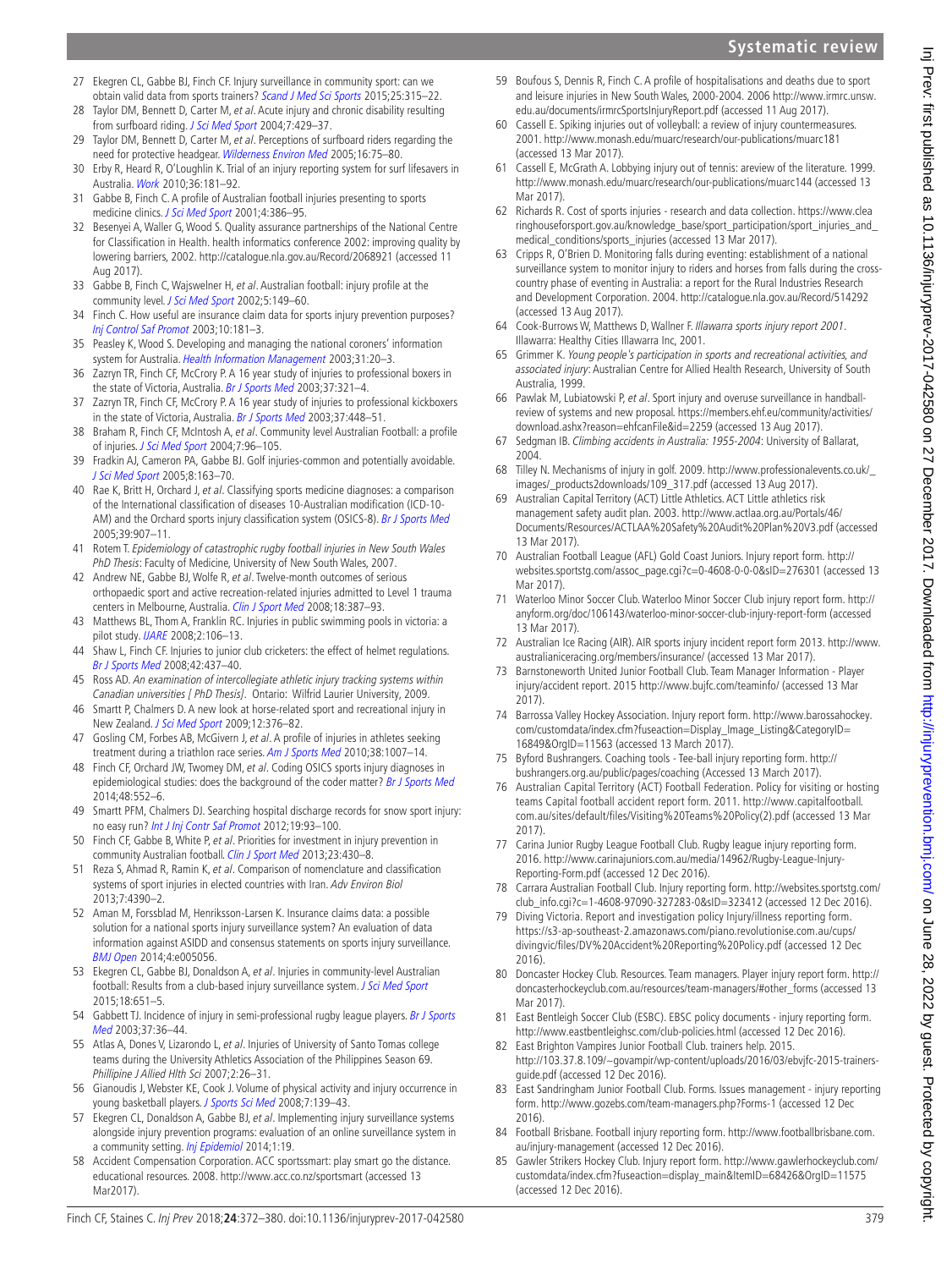27 Ekegren CL, Gabbe BJ, Finch CF. Injury surveillance in community sport: can we obtain valid data from sports trainers? *Scand J Med Sci Sports* 2015;25:315–22.

28 Taylor DM, Bennett D, Carter M, *et al*. Acute injury and chronic disability resulting from surfboard riding. *J Sci Med Sport* 2004;7:429–37.

29 Taylor DM, Bennett D, Carter M, *et al*. Perceptions of surfboard riders regarding the need for protective headgear. *Wilderness Environ Med* 2005;16:75–80.

30 Erby R, Heard R, O'Loughlin K. Trial of an injury reporting system for surf lifesavers in Australia. *Work* 2010;36:181–92.

31 Gabbe B, Finch C. A profile of Australian football injuries presenting to sports medicine clinics. *J Sci Med Sport* 2001;4:386–95.

32 Besenyei A, Waller G, Wood S. Quality assurance partnerships of the National Centre for Classification in Health. health informatics conference 2002: improving quality by lowering barriers, 2002. http://catalogue.nla.gov.au/Record/2068921 (accessed 11 Aug 2017).

33 Gabbe B, Finch C, Wajswelner H, *et al*. Australian football: injury profile at the community level. *J Sci Med Sport* 2002;5:149–60.

34 Finch C. How useful are insurance claim data for sports injury prevention purposes? *Inj Control Saf Promot* 2003;10:181–3.

35 Peasley K, Wood S. Developing and managing the national coroners' information system for Australia. *Health Information Management* 2003;31:20–3.

36 Zazryn TR, Finch CF, McCrory P. A 16 year study of injuries to professional boxers in the state of Victoria, Australia. *Br J Sports Med* 2003;37:321–4.

37 Zazryn TR, Finch CF, McCrory P. A 16 year study of injuries to professional kickboxers in the state of Victoria, Australia. *Br J Sports Med* 2003;37:448–51.

38 Braham R, Finch CF, McIntosh A, *et al*. Community level Australian Football: a profile of injuries. *J Sci Med Sport* 2004;7:96–105.

39 Fradkin AJ, Cameron PA, Gabbe BJ. Golf injuries-common and potentially avoidable. *J Sci Med Sport* 2005;8:163–70.

40 Rae K, Britt H, Orchard J, *et al*. Classifying sports medicine diagnoses: a comparison of the International classification of diseases 10-Australian modification (ICD-10-AM) and the Orchard sports injury classification system (OSICS-8). *Br J Sports Med* 2005;39:907–11.

41 Rotem T. *Epidemiology of catastrophic rugby football injuries in New South Wales PhD Thesis*: Faculty of Medicine, University of New South Wales, 2007.

42 Andrew NE, Gabbe BJ, Wolfe R, *et al*. Twelve-month outcomes of serious orthopaedic sport and active recreation-related injuries admitted to Level 1 trauma centers in Melbourne, Australia. *Clin J Sport Med* 2008;18:387–93.

43 Matthews BL, Thom A, Franklin RC. Injuries in public swimming pools in victoria: a pilot study. *IJARE* 2008;2:106–13.

44 Shaw L, Finch CF. Injuries to junior club cricketers: the effect of helmet regulations. *Br J Sports Med* 2008;42:437–40.

45 Ross AD. *An examination of intercollegiate athletic injury tracking systems within Canadian universities [ PhD Thesis]*. Ontario: Wilfrid Laurier University, 2009.

46 Smartt P, Chalmers D. A new look at horse-related sport and recreational injury in New Zealand. *J Sci Med Sport* 2009;12:376–82.

47 Gosling CM, Forbes AB, McGivern J, *et al*. A profile of injuries in athletes seeking treatment during a triathlon race series. *Am J Sports Med* 2010;38:1007–14.

48 Finch CF, Orchard JW, Twomey DM, *et al*. Coding OSICS sports injury diagnoses in epidemiological studies: does the background of the coder matter? *Br J Sports Med* 2014;48:552–6.

49 Smartt PFM, Chalmers DJ. Searching hospital discharge records for snow sport injury: no easy run? *Int J Inj Contr Saf Promot* 2012;19:93–100.

50 Finch CF, Gabbe B, White P, *et al*. Priorities for investment in injury prevention in community Australian football. *Clin J Sport Med* 2013;23:430–8.

51 Reza S, Ahmad R, Ramin K, *et al*. Comparison of nomenclature and classification systems of sport injuries in elected countries with Iran. *Adv Environ Biol* 2013;7:4390–2.

52 Aman M, Forssblad M, Henriksson-Larsen K. Insurance claims data: a possible solution for a national sports injury surveillance system? An evaluation of data information against ASIDD and consensus statements on sports injury surveillance. *BMJ Open* 2014;4:e005056.

53 Ekegren CL, Gabbe BJ, Donaldson A, *et al*. Injuries in community-level Australian football: Results from a club-based injury surveillance system. *J Sci Med Sport* 2015;18:651–5.

54 Gabbett TJ. Incidence of injury in semi-professional rugby league players. *Br J Sports Med* 2003;37:36–44.

55 Atlas A, Dones V, Lizarondo L, *et al*. Injuries of University of Santo Tomas college teams during the University Athletics Association of the Philippines Season 69. *Phillipine J Allied Hlth Sci* 2007;2:26–31.

56 Gianoudis J, Webster KE, Cook J. Volume of physical activity and injury occurrence in young basketball players. *J Sports Sci Med* 2008;7:139–43.

57 Ekegren CL, Donaldson A, Gabbe BJ, *et al*. Implementing injury surveillance systems alongside injury prevention programs: evaluation of an online surveillance system in a community setting. *Inj Epidemiol* 2014;1:19.

58 Accident Compensation Corporation. ACC sportsmart: play smart go the distance. educational resources. 2008. http://www.acc.co.nz/sportsmart (accessed 13 Mar2017).

59 Boufous S, Dennis R, Finch C. A profile of hospitalisations and deaths due to sport and leisure injuries in New South Wales, 2000-2004. 2006 http://www.irmrc.unsw.edu.au/documents/irmrcSportsInjuryReport.pdf (accessed 11 Aug 2017).

60 Cassell E. Spiking injuries out of volleyball: a review of injury countermeasures. 2001. http://www.monash.edu/muarc/research/our-publications/muarc181 (accessed 13 Mar 2017).

61 Cassell E, McGrath A. Lobbying injury out of tennis: areview of the literature. 1999. http://www.monash.edu/muarc/research/our-publications/muarc144 (accessed 13 Mar 2017).

62 Richards R. Cost of sports injuries - research and data collection. https://www.clearinghouseforsport.gov.au/knowledge_base/sport_participation/sport_injuries_and_medical_conditions/sports_injuries (accessed 13 Mar 2017).

63 Cripps R, O'Brien D. Monitoring falls during eventing: establishment of a national surveillance system to monitor injury to riders and horses from falls during the cross-country phase of eventing in Australia: a report for the Rural Industries Research and Development Corporation. 2004. http://catalogue.nla.gov.au/Record/514292 (accessed 13 Aug 2017).

64 Cook-Burrows W, Matthews D, Wallner F. *Illawarra sports injury report 2001*. Illawarra: Healthy Cities Illawarra Inc, 2001.

65 Grimmer K. *Young people's participation in sports and recreational activities, and associated injury*: Australian Centre for Allied Health Research, University of South Australia, 1999.

66 Pawlak M, Lubiatowski P, *et al*. Sport injury and overuse surveillance in handball-review of systems and new proposal. https://members.ehf.eu/community/activities/download.ashx?reason=ehfcanFile&id=2259 (accessed 13 Aug 2017).

67 Sedgman IB. *Climbing accidents in Australia: 1955-2004*: University of Ballarat, 2004.

68 Tilley N. Mechanisms of injury in golf. 2009. http://www.professionalevents.co.uk/_images/_products2downloads/109_317.pdf (accessed 13 Aug 2017).

69 Australian Capital Territory (ACT) Little Athletics. ACT Little athletics risk management safety audit plan. 2003. http://www.actlaa.org.au/Portals/46/Documents/Resources/ACTLAA%20Safety%20Audit%20Plan%20V3.pdf (accessed 13 Mar 2017).

70 Australian Football League (AFL) Gold Coast Juniors. Injury report form. http://websites.sportstg.com/assoc_page.cgi?c=0-4608-0-0-0&sID=276301 (accessed 13 Mar 2017).

71 Waterloo Minor Soccer Club. Waterloo Minor Soccer Club injury report form. http://anyform.org/doc/106143/waterloo-minor-soccer-club-injury-report-form (accessed 13 Mar 2017).

72 Australian Ice Racing (AIR). AIR sports injury incident report form 2013. http://www.australianiceracing.org/members/insurance/ (accessed 13 Mar 2017).

73 Barnstoneworth United Junior Football Club. Team Manager Information - Player injury/accident report. 2015 http://www.bujfc.com/teaminfo/ (accessed 13 Mar 2017).

74 Barrossa Valley Hockey Association. Injury report form. http://www.barossahockey.com/customdata/index.cfm?fuseaction=Display_Image_Listing&CategoryID=16849&OrgID=11563 (accessed 13 March 2017).

75 Byford Bushrangers. Coaching tools - Tee-ball injury reporting form. http://bushrangers.org.au/public/pages/coaching (Accessed 13 March 2017).

76 Australian Capital Territory (ACT) Football Federation. Policy for visiting or hosting teams Capital football accident report form. 2011. http://www.capitalfootball.com.au/sites/default/files/Visiting%20Teams%20Policy(2).pdf (accessed 13 Mar 2017).

77 Carina Junior Rugby League Football Club. Rugby league injury reporting form. 2016. http://www.carinajuniors.com.au/media/14962/Rugby-League-Injury-Reporting-Form.pdf (accessed 12 Dec 2016).

78 Carrara Australian Football Club. Injury reporting form. http://websites.sportstg.com/club_info.cgi?c=1-4608-97090-327283-0&sID=323412 (accessed 12 Dec 2016).

79 Diving Victoria. Report and investigation policy Injury/illness reporting form. https://s3-ap-southeast-2.amazonaws.com/piano.revolutionise.com.au/cups/divingvic/files/DV%20Accident%20Reporting%20Policy.pdf (accessed 12 Dec 2016).

80 Doncaster Hockey Club. Resources. Team managers. Player injury report form. http://doncasterhockeyclub.com.au/resources/team-managers/#other_forms (accessed 13 Mar 2017).

81 East Bentleigh Soccer Club (ESBC). EBSC policy documents - injury reporting form. http://www.eastbentleighsc.com/club-policies.html (accessed 12 Dec 2016).

82 East Brighton Vampires Junior Football Club. trainers help. 2015. http://103.37.8.109/~govampir/wp-content/uploads/2016/03/ebvjfc-2015-trainers-guide.pdf (accessed 12 Dec 2016).

83 East Sandringham Junior Football Club. Forms. Issues management - injury reporting form. http://www.gozebs.com/team-managers.php?Forms-1 (accessed 12 Dec 2016).

84 Football Brisbane. Football injury reporting form. http://www.footballbrisbane.com.au/injury-management (accessed 12 Dec 2016).

85 Gawler Strikers Hockey Club. Injury report form. http://www.gawlerhockeyclub.com/customdata/index.cfm?fuseaction=display_main&ItemID=68426&OrgID=11575 (accessed 12 Dec 2016).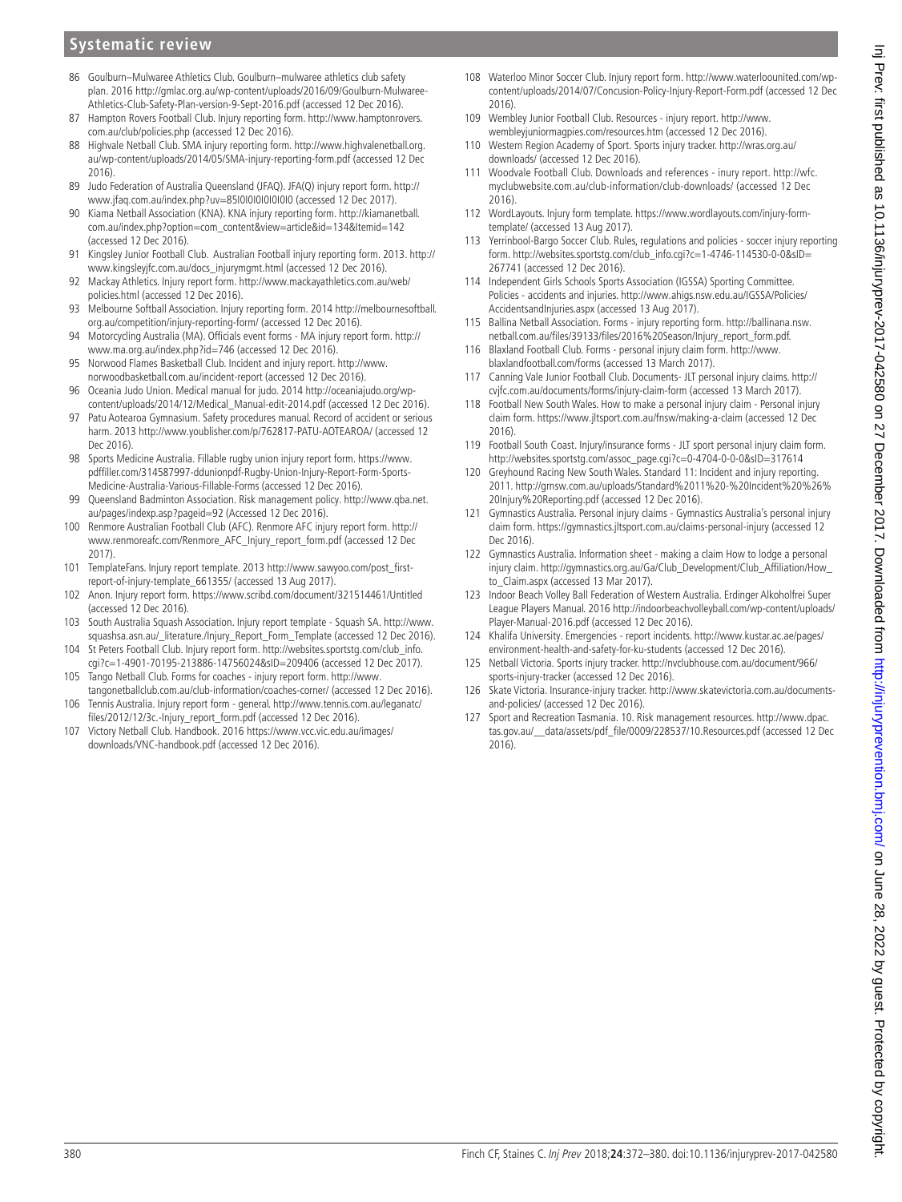86 Goulburn–Mulwaree Athletics Club. Goulburn–mulwaree athletics club safety plan. 2016 http://gmlac.org.au/wp-content/uploads/2016/09/Goulburn-Mulwaree-Athletics-Club-Safety-Plan-version-9-Sept-2016.pdf (accessed 12 Dec 2016).

87 Hampton Rovers Football Club. Injury reporting form. http://www.hamptonrovers.com.au/club/policies.php (accessed 12 Dec 2016).

88 Highvale Netball Club. SMA injury reporting form. http://www.highvalenetball.org.au/wp-content/uploads/2014/05/SMA-injury-reporting-form.pdf (accessed 12 Dec 2016).

89 Judo Federation of Australia Queensland (JFAQ). JFA(Q) injury report form. http://www.jfaq.com.au/index.php?uv=85I0I0I0I0I0I0I0 (accessed 12 Dec 2017).

90 Kiama Netball Association (KNA). KNA injury reporting form. http://kiamanetball.com.au/index.php?option=com_content&view=article&id=134&Itemid=142 (accessed 12 Dec 2016).

91 Kingsley Junior Football Club. Australian Football injury reporting form. 2013. http://www.kingsleyjfc.com.au/docs_injurymgmt.html (accessed 12 Dec 2016).

92 Mackay Athletics. Injury report form. http://www.mackayathletics.com.au/web/policies.html (accessed 12 Dec 2016).

93 Melbourne Softball Association. Injury reporting form. 2014 http://melbournesoftball.org.au/competition/injury-reporting-form/ (accessed 12 Dec 2016).

94 Motorcycling Australia (MA). Officials event forms - MA injury report form. http://www.ma.org.au/index.php?id=746 (accessed 12 Dec 2016).

95 Norwood Flames Basketball Club. Incident and injury report. http://www.norwoodbasketball.com.au/incident-report (accessed 12 Dec 2016).

96 Oceania Judo Union. Medical manual for judo. 2014 http://oceaniajudo.org/wp-content/uploads/2014/12/Medical_Manual-edit-2014.pdf (accessed 12 Dec 2016).

97 Patu Aotearoa Gymnasium. Safety procedures manual. Record of accident or serious harm. 2013 http://www.youblisher.com/p/762817-PATU-AOTEAROA/ (accessed 12 Dec 2016).

98 Sports Medicine Australia. Fillable rugby union injury report form. https://www.pdffiller.com/314587997-ddunionpdf-Rugby-Union-Injury-Report-Form-Sports-Medicine-Australia-Various-Fillable-Forms (accessed 12 Dec 2016).

99 Queensland Badminton Association. Risk management policy. http://www.qba.net.au/pages/indexp.asp?pageid=92 (Accessed 12 Dec 2016).

100 Renmore Australian Football Club (AFC). Renmore AFC injury report form. http://www.renmoreafc.com/Renmore_AFC_Injury_report_form.pdf (accessed 12 Dec 2017).

101 TemplateFans. Injury report template. 2013 http://www.sawyoo.com/post_first-report-of-injury-template_661355/ (accessed 13 Aug 2017).

102 Anon. Injury report form. https://www.scribd.com/document/321514461/Untitled (accessed 12 Dec 2016).

103 South Australia Squash Association. Injury report template - Squash SA. http://www.squashsa.asn.au/_literature./Injury_Report_Form_Template (accessed 12 Dec 2016).

104 St Peters Football Club. Injury report form. http://websites.sportstg.com/club_info.cgi?c=1-4901-70195-213886-14756024&sID=209406 (accessed 12 Dec 2017).

105 Tango Netball Club. Forms for coaches - injury report form. http://www.tangonetballclub.com.au/club-information/coaches-corner/ (accessed 12 Dec 2016).

106 Tennis Australia. Injury report form - general. http://www.tennis.com.au/leganatc/files/2012/12/3c.-Injury_report_form.pdf (accessed 12 Dec 2016).

107 Victory Netball Club. Handbook. 2016 https://www.vcc.vic.edu.au/images/downloads/VNC-handbook.pdf (accessed 12 Dec 2016).

108 Waterloo Minor Soccer Club. Injury report form. http://www.waterloounited.com/wp-content/uploads/2014/07/Concusion-Policy-Injury-Report-Form.pdf (accessed 12 Dec 2016).

109 Wembley Junior Football Club. Resources - injury report. http://www.wembleyjuniormagpies.com/resources.htm (accessed 12 Dec 2016).

110 Western Region Academy of Sport. Sports injury tracker. http://wras.org.au/downloads/ (accessed 12 Dec 2016).

111 Woodvale Football Club. Downloads and references - inury report. http://wfc.myclubwebsite.com.au/club-information/club-downloads/ (accessed 12 Dec 2016).

112 WordLayouts. Injury form template. https://www.wordlayouts.com/injury-form-template/ (accessed 13 Aug 2017).

113 Yerrinbool-Bargo Soccer Club. Rules, regulations and policies - soccer injury reporting form. http://websites.sportstg.com/club_info.cgi?c=1-4746-114530-0-0&sID=267741 (accessed 12 Dec 2016).

114 Independent Girls Schools Sports Association (IGSSA) Sporting Committee. Policies - accidents and injuries. http://www.ahigs.nsw.edu.au/IGSSA/Policies/AccidentsandInjuries.aspx (accessed 13 Aug 2017).

115 Ballina Netball Association. Forms - injury reporting form. http://ballinana.nsw.netball.com.au/files/39133/files/2016%20Season/Injury_report_form.pdf.

116 Blaxland Football Club. Forms - personal injury claim form. http://www.blaxlandfootball.com/forms (accessed 13 March 2017).

117 Canning Vale Junior Football Club. Documents- JLT personal injury claims. http://cvjfc.com.au/documents/forms/injury-claim-form (accessed 13 March 2017).

118 Football New South Wales. How to make a personal injury claim - Personal injury claim form. https://www.jltsport.com.au/fnsw/making-a-claim (accessed 12 Dec 2016).

119 Football South Coast. Injury/insurance forms - JLT sport personal injury claim form. http://websites.sportstg.com/assoc_page.cgi?c=0-4704-0-0-0&sID=317614

120 Greyhound Racing New South Wales. Standard 11: Incident and injury reporting. 2011. http://grnsw.com.au/uploads/Standard%2011%20-%20Incident%20%26%20Injury%20Reporting.pdf (accessed 12 Dec 2016).

121 Gymnastics Australia. Personal injury claims - Gymnastics Australia's personal injury claim form. https://gymnastics.jltsport.com.au/claims-personal-injury (accessed 12 Dec 2016).

122 Gymnastics Australia. Information sheet - making a claim How to lodge a personal injury claim. http://gymnastics.org.au/Ga/Club_Development/Club_Affiliation/How_to_Claim.aspx (accessed 13 Mar 2017).

123 Indoor Beach Volley Ball Federation of Western Australia. Erdinger Alkoholfrei Super League Players Manual. 2016 http://indoorbeachvolleyball.com/wp-content/uploads/Player-Manual-2016.pdf (accessed 12 Dec 2016).

124 Khalifa University. Emergencies - report incidents. http://www.kustar.ac.ae/pages/environment-health-and-safety-for-ku-students (accessed 12 Dec 2016).

125 Netball Victoria. Sports injury tracker. http://nvclubhouse.com.au/document/966/sports-injury-tracker (accessed 12 Dec 2016).

126 Skate Victoria. Insurance-injury tracker. http://www.skatevictoria.com.au/documents-and-policies/ (accessed 12 Dec 2016).

127 Sport and Recreation Tasmania. 10. Risk management resources. http://www.dpac.tas.gov.au/__data/assets/pdf_file/0009/228537/10.Resources.pdf (accessed 12 Dec 2016).